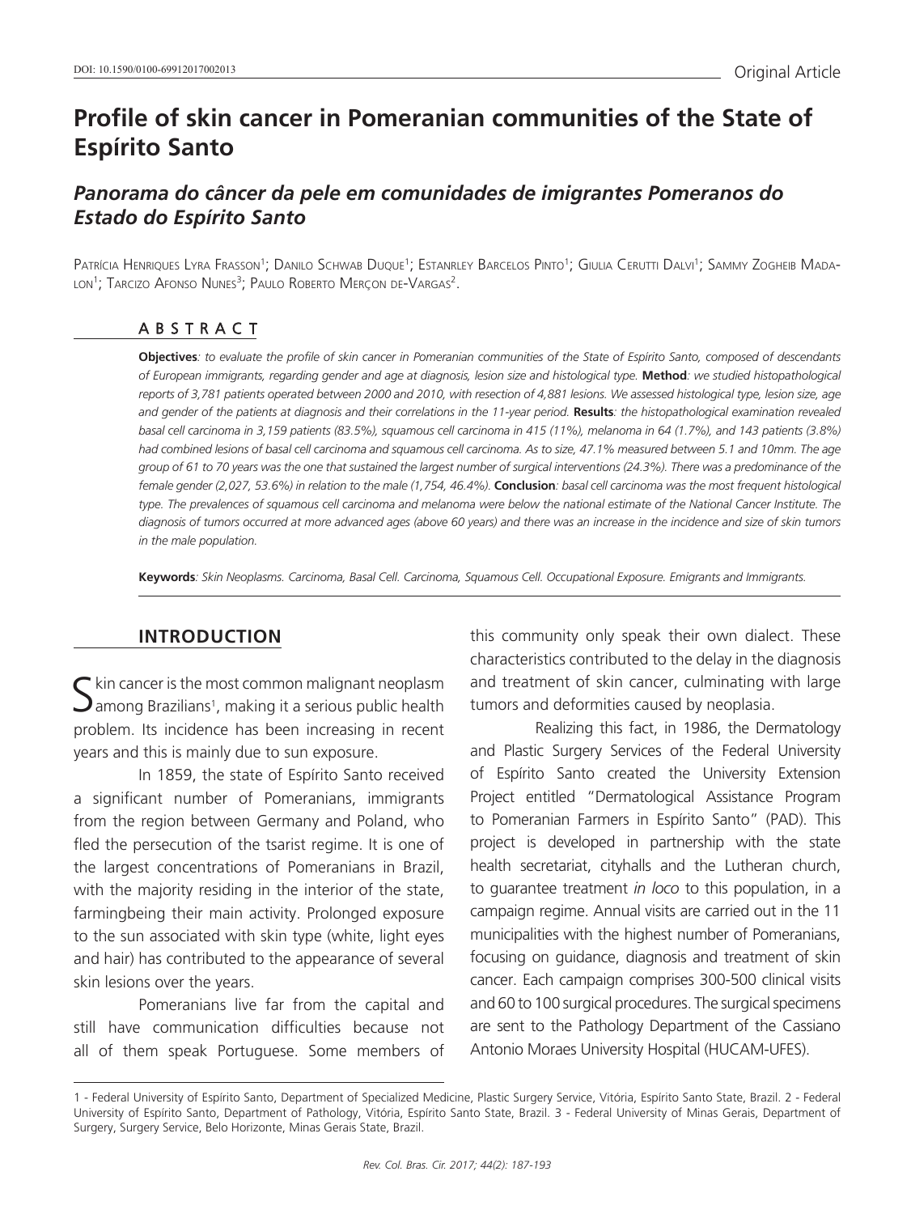DOI: 10.1590/0100-69912017002013

Original Article

# Profile of skin cancer in Pomeranian communities of the State of Espírito Santo

## *Panorama do câncer da pele em comunidades de imigrantes Pomeranos do Estado do Espírito Santo*

Patrícia Henriques Lyra Frasson[1]; Danilo Schwab Duque[1]; Estanrley Barcelos Pinto[1]; Giulia Cerutti Dalvi[1]; Sammy Zogheib Madalon[1]; Tarcizo Afonso Nunes[3]; Paulo Roberto Merçon de-Vargas[2].

### ABSTRACT

**Objectives***: to evaluate the profile of skin cancer in Pomeranian communities of the State of Espírito Santo, composed of descendants of European immigrants, regarding gender and age at diagnosis, lesion size and histological type.* **Method***: we studied histopathological reports of 3,781 patients operated between 2000 and 2010, with resection of 4,881 lesions. We assessed histological type, lesion size, age and gender of the patients at diagnosis and their correlations in the 11-year period.* **Results***: the histopathological examination revealed basal cell carcinoma in 3,159 patients (83.5%), squamous cell carcinoma in 415 (11%), melanoma in 64 (1.7%), and 143 patients (3.8%) had combined lesions of basal cell carcinoma and squamous cell carcinoma. As to size, 47.1% measured between 5.1 and 10mm. The age group of 61 to 70 years was the one that sustained the largest number of surgical interventions (24.3%). There was a predominance of the female gender (2,027, 53.6%) in relation to the male (1,754, 46.4%).* **Conclusion***: basal cell carcinoma was the most frequent histological type. The prevalences of squamous cell carcinoma and melanoma were below the national estimate of the National Cancer Institute. The diagnosis of tumors occurred at more advanced ages (above 60 years) and there was an increase in the incidence and size of skin tumors in the male population.*

**Keywords***: Skin Neoplasms. Carcinoma, Basal Cell. Carcinoma, Squamous Cell. Occupational Exposure. Emigrants and Immigrants.*

## INTRODUCTION

Skin cancer is the most common malignant neoplasm among Brazilians[1], making it a serious public health problem. Its incidence has been increasing in recent years and this is mainly due to sun exposure.

In 1859, the state of Espírito Santo received a significant number of Pomeranians, immigrants from the region between Germany and Poland, who fled the persecution of the tsarist regime. It is one of the largest concentrations of Pomeranians in Brazil, with the majority residing in the interior of the state, farmingbeing their main activity. Prolonged exposure to the sun associated with skin type (white, light eyes and hair) has contributed to the appearance of several skin lesions over the years.

Pomeranians live far from the capital and still have communication difficulties because not all of them speak Portuguese. Some members of this community only speak their own dialect. These characteristics contributed to the delay in the diagnosis and treatment of skin cancer, culminating with large tumors and deformities caused by neoplasia.

Realizing this fact, in 1986, the Dermatology and Plastic Surgery Services of the Federal University of Espírito Santo created the University Extension Project entitled "Dermatological Assistance Program to Pomeranian Farmers in Espírito Santo" (PAD). This project is developed in partnership with the state health secretariat, cityhalls and the Lutheran church, to guarantee treatment *in loco* to this population, in a campaign regime. Annual visits are carried out in the 11 municipalities with the highest number of Pomeranians, focusing on guidance, diagnosis and treatment of skin cancer. Each campaign comprises 300-500 clinical visits and 60 to 100 surgical procedures. The surgical specimens are sent to the Pathology Department of the Cassiano Antonio Moraes University Hospital (HUCAM-UFES).

1 - Federal University of Espírito Santo, Department of Specialized Medicine, Plastic Surgery Service, Vitória, Espírito Santo State, Brazil. 2 - Federal University of Espírito Santo, Department of Pathology, Vitória, Espírito Santo State, Brazil. 3 - Federal University of Minas Gerais, Department of Surgery, Surgery Service, Belo Horizonte, Minas Gerais State, Brazil.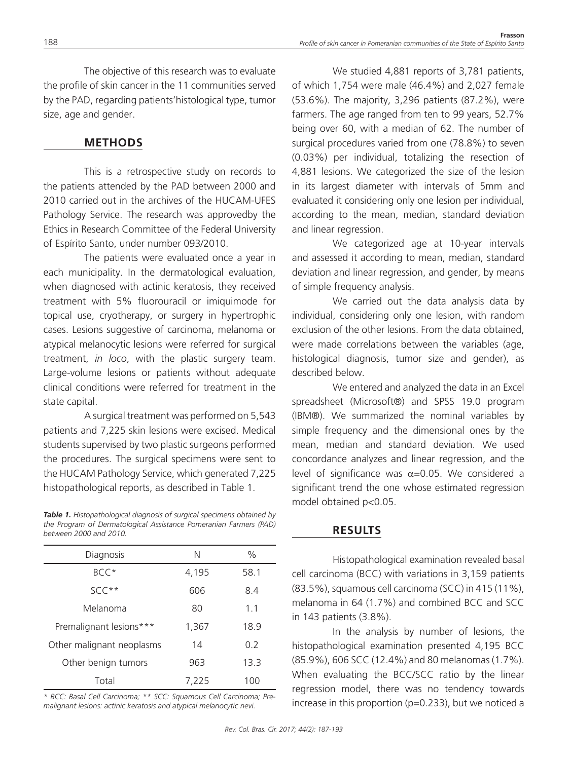The objective of this research was to evaluate the profile of skin cancer in the 11 communities served by the PAD, regarding patients'histological type, tumor size, age and gender.

## METHODS

This is a retrospective study on records to the patients attended by the PAD between 2000 and 2010 carried out in the archives of the HUCAM-UFES Pathology Service. The research was approvedby the Ethics in Research Committee of the Federal University of Espírito Santo, under number 093/2010.

The patients were evaluated once a year in each municipality. In the dermatological evaluation, when diagnosed with actinic keratosis, they received treatment with 5% fluorouracil or imiquimode for topical use, cryotherapy, or surgery in hypertrophic cases. Lesions suggestive of carcinoma, melanoma or atypical melanocytic lesions were referred for surgical treatment, *in loco*, with the plastic surgery team. Large-volume lesions or patients without adequate clinical conditions were referred for treatment in the state capital.

A surgical treatment was performed on 5,543 patients and 7,225 skin lesions were excised. Medical students supervised by two plastic surgeons performed the procedures. The surgical specimens were sent to the HUCAM Pathology Service, which generated 7,225 histopathological reports, as described in Table 1.

***Table 1.*** *Histopathological diagnosis of surgical specimens obtained by the Program of Dermatological Assistance Pomeranian Farmers (PAD) between 2000 and 2010.*

| Diagnosis | N | % |
|---|---|---|
| BCC* | 4,195 | 58.1 |
| SCC** | 606 | 8.4 |
| Melanoma | 80 | 1.1 |
| Premalignant lesions*** | 1,367 | 18.9 |
| Other malignant neoplasms | 14 | 0.2 |
| Other benign tumors | 963 | 13.3 |
| Total | 7,225 | 100 |

*\* BCC: Basal Cell Carcinoma; \*\* SCC: Squamous Cell Carcinoma; Pre-malignant lesions: actinic keratosis and atypical melanocytic nevi.*

We studied 4,881 reports of 3,781 patients, of which 1,754 were male (46.4%) and 2,027 female (53.6%). The majority, 3,296 patients (87.2%), were farmers. The age ranged from ten to 99 years, 52.7% being over 60, with a median of 62. The number of surgical procedures varied from one (78.8%) to seven (0.03%) per individual, totalizing the resection of 4,881 lesions. We categorized the size of the lesion in its largest diameter with intervals of 5mm and evaluated it considering only one lesion per individual, according to the mean, median, standard deviation and linear regression.

We categorized age at 10-year intervals and assessed it according to mean, median, standard deviation and linear regression, and gender, by means of simple frequency analysis.

We carried out the data analysis data by individual, considering only one lesion, with random exclusion of the other lesions. From the data obtained, were made correlations between the variables (age, histological diagnosis, tumor size and gender), as described below.

We entered and analyzed the data in an Excel spreadsheet (Microsoft®) and SPSS 19.0 program (IBM®). We summarized the nominal variables by simple frequency and the dimensional ones by the mean, median and standard deviation. We used concordance analyzes and linear regression, and the level of significance was $\alpha$=0.05. We considered a significant trend the one whose estimated regression model obtained $p<0.05$.

## RESULTS

Histopathological examination revealed basal cell carcinoma (BCC) with variations in 3,159 patients (83.5%), squamous cell carcinoma (SCC) in 415 (11%), melanoma in 64 (1.7%) and combined BCC and SCC in 143 patients (3.8%).

In the analysis by number of lesions, the histopathological examination presented 4,195 BCC (85.9%), 606 SCC (12.4%) and 80 melanomas (1.7%). When evaluating the BCC/SCC ratio by the linear regression model, there was no tendency towards increase in this proportion ($p$=0.233), but we noticed a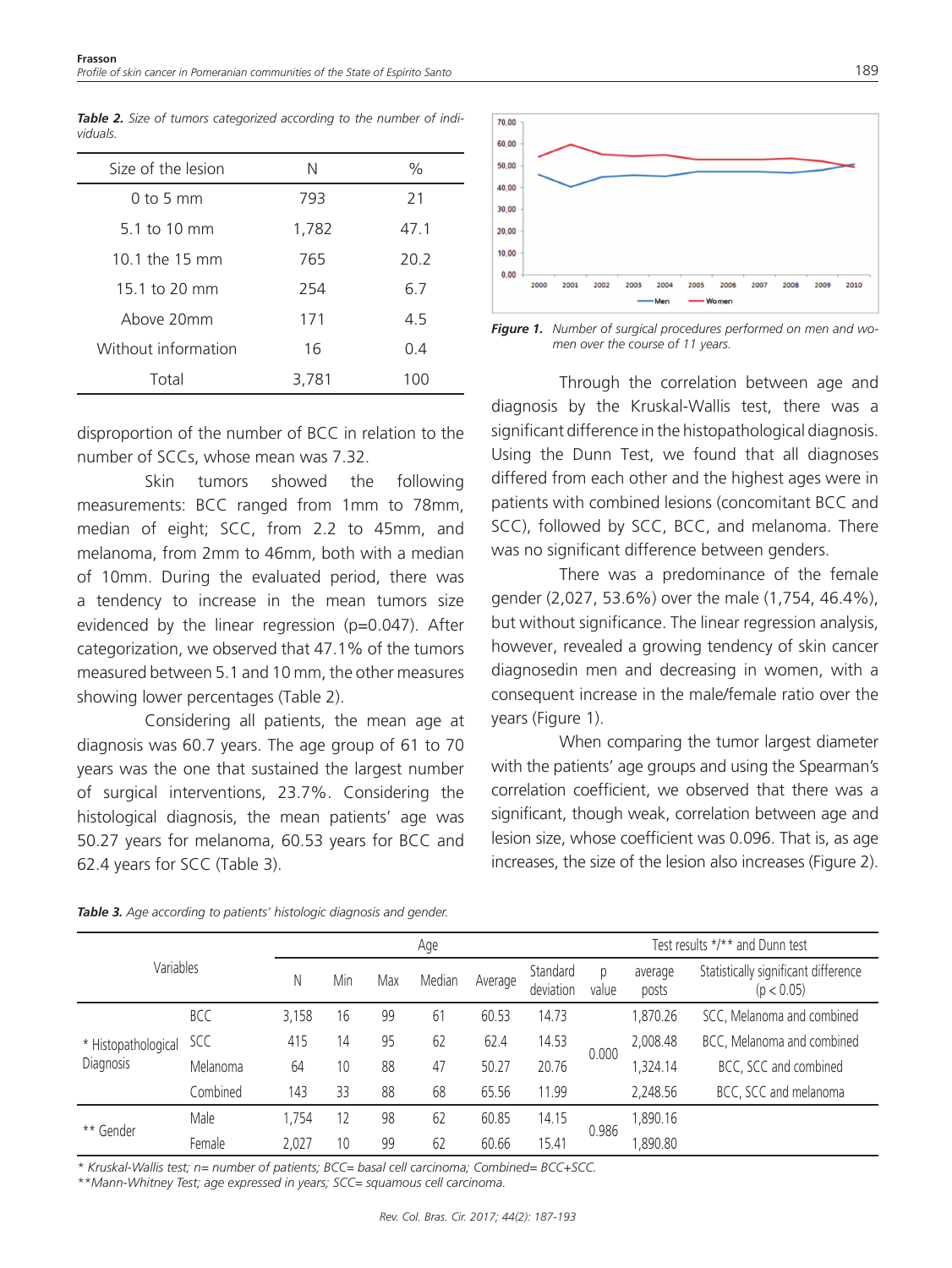**Table 2.** Size of tumors categorized according to the number of individuals.

| Size of the lesion | N | % |
|---|---|---|
| 0 to 5 mm | 793 | 21 |
| 5.1 to 10 mm | 1,782 | 47.1 |
| 10.1 the 15 mm | 765 | 20.2 |
| 15.1 to 20 mm | 254 | 6.7 |
| Above 20mm | 171 | 4.5 |
| Without information | 16 | 0.4 |
| Total | 3,781 | 100 |

disproportion of the number of BCC in relation to the number of SCCs, whose mean was 7.32.

Skin tumors showed the following measurements: BCC ranged from 1mm to 78mm, median of eight; SCC, from 2.2 to 45mm, and melanoma, from 2mm to 46mm, both with a median of 10mm. During the evaluated period, there was a tendency to increase in the mean tumors size evidenced by the linear regression (p=0.047). After categorization, we observed that 47.1% of the tumors measured between 5.1 and 10 mm, the other measures showing lower percentages (Table 2).

Considering all patients, the mean age at diagnosis was 60.7 years. The age group of 61 to 70 years was the one that sustained the largest number of surgical interventions, 23.7%. Considering the histological diagnosis, the mean patients' age was 50.27 years for melanoma, 60.53 years for BCC and 62.4 years for SCC (Table 3).

**Figure 1.** Number of surgical procedures performed on men and women over the course of 11 years.

Through the correlation between age and diagnosis by the Kruskal-Wallis test, there was a significant difference in the histopathological diagnosis. Using the Dunn Test, we found that all diagnoses differed from each other and the highest ages were in patients with combined lesions (concomitant BCC and SCC), followed by SCC, BCC, and melanoma. There was no significant difference between genders.

There was a predominance of the female gender (2,027, 53.6%) over the male (1,754, 46.4%), but without significance. The linear regression analysis, however, revealed a growing tendency of skin cancer diagnosedin men and decreasing in women, with a consequent increase in the male/female ratio over the years (Figure 1).

When comparing the tumor largest diameter with the patients' age groups and using the Spearman's correlation coefficient, we observed that there was a significant, though weak, correlation between age and lesion size, whose coefficient was 0.096. That is, as age increases, the size of the lesion also increases (Figure 2).

**Table 3.** Age according to patients' histologic diagnosis and gender.

| Variables | | Age | | | | | | Test results */** and Dunn test | | |
|---|---|---|---|---|---|---|---|---|---|---|
| | | N | Min | Max | Median | Average | Standard deviation | p value | average posts | Statistically significant difference (p < 0.05) |
| * Histopathological Diagnosis | BCC | 3,158 | 16 | 99 | 61 | 60.53 | 14.73 | 0.000 | 1,870.26 | SCC, Melanoma and combined |
| | SCC | 415 | 14 | 95 | 62 | 62.4 | 14.53 | | 2,008.48 | BCC, Melanoma and combined |
| | Melanoma | 64 | 10 | 88 | 47 | 50.27 | 20.76 | | 1,324.14 | BCC, SCC and combined |
| | Combined | 143 | 33 | 88 | 68 | 65.56 | 11.99 | | 2,248.56 | BCC, SCC and melanoma |
| ** Gender | Male | 1,754 | 12 | 98 | 62 | 60.85 | 14.15 | 0.986 | 1,890.16 | |
| | Female | 2,027 | 10 | 99 | 62 | 60.66 | 15.41 | | 1,890.80 | |

\* Kruskal-Wallis test; n= number of patients; BCC= basal cell carcinoma; Combined= BCC+SCC.
\*\*Mann-Whitney Test; age expressed in years; SCC= squamous cell carcinoma.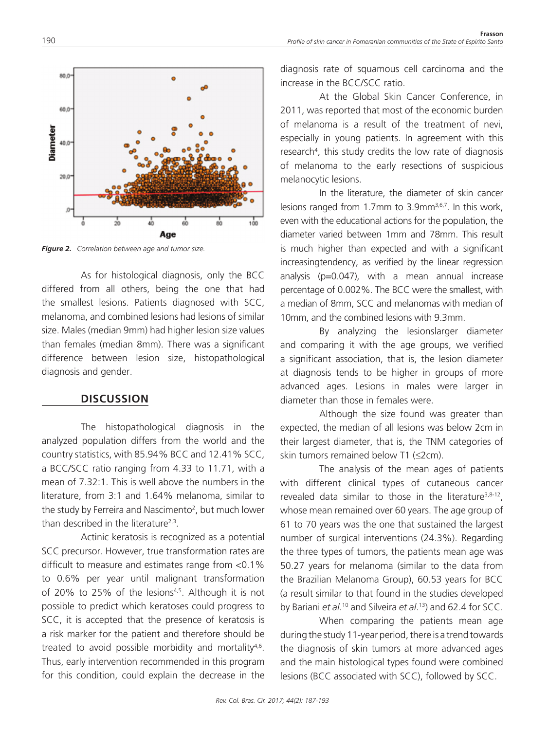*Figure 2. Correlation between age and tumor size.*

As for histological diagnosis, only the BCC differed from all others, being the one that had the smallest lesions. Patients diagnosed with SCC, melanoma, and combined lesions had lesions of similar size. Males (median 9mm) had higher lesion size values than females (median 8mm). There was a significant difference between lesion size, histopathological diagnosis and gender.

## DISCUSSION

The histopathological diagnosis in the analyzed population differs from the world and the country statistics, with 85.94% BCC and 12.41% SCC, a BCC/SCC ratio ranging from 4.33 to 11.71, with a mean of 7.32:1. This is well above the numbers in the literature, from 3:1 and 1.64% melanoma, similar to the study by Ferreira and Nascimento[2], but much lower than described in the literature[2,3].

Actinic keratosis is recognized as a potential SCC precursor. However, true transformation rates are difficult to measure and estimates range from <0.1% to 0.6% per year until malignant transformation of 20% to 25% of the lesions[4,5]. Although it is not possible to predict which keratoses could progress to SCC, it is accepted that the presence of keratosis is a risk marker for the patient and therefore should be treated to avoid possible morbidity and mortality[4,6]. Thus, early intervention recommended in this program for this condition, could explain the decrease in the diagnosis rate of squamous cell carcinoma and the increase in the BCC/SCC ratio.

At the Global Skin Cancer Conference, in 2011, was reported that most of the economic burden of melanoma is a result of the treatment of nevi, especially in young patients. In agreement with this research[4], this study credits the low rate of diagnosis of melanoma to the early resections of suspicious melanocytic lesions.

In the literature, the diameter of skin cancer lesions ranged from 1.7mm to 3.9mm[3,6,7]. In this work, even with the educational actions for the population, the diameter varied between 1mm and 78mm. This result is much higher than expected and with a significant increasingtendency, as verified by the linear regression analysis (p=0.047), with a mean annual increase percentage of 0.002%. The BCC were the smallest, with a median of 8mm, SCC and melanomas with median of 10mm, and the combined lesions with 9.3mm.

By analyzing the lesionslarger diameter and comparing it with the age groups, we verified a significant association, that is, the lesion diameter at diagnosis tends to be higher in groups of more advanced ages. Lesions in males were larger in diameter than those in females were.

Although the size found was greater than expected, the median of all lesions was below 2cm in their largest diameter, that is, the TNM categories of skin tumors remained below T1 (≤2cm).

The analysis of the mean ages of patients with different clinical types of cutaneous cancer revealed data similar to those in the literature[3,8-12], whose mean remained over 60 years. The age group of 61 to 70 years was the one that sustained the largest number of surgical interventions (24.3%). Regarding the three types of tumors, the patients mean age was 50.27 years for melanoma (similar to the data from the Brazilian Melanoma Group), 60.53 years for BCC (a result similar to that found in the studies developed by Bariani *et al.*[10] and Silveira *et al.*[13]) and 62.4 for SCC.

When comparing the patients mean age during the study 11-year period, there is a trend towards the diagnosis of skin tumors at more advanced ages and the main histological types found were combined lesions (BCC associated with SCC), followed by SCC.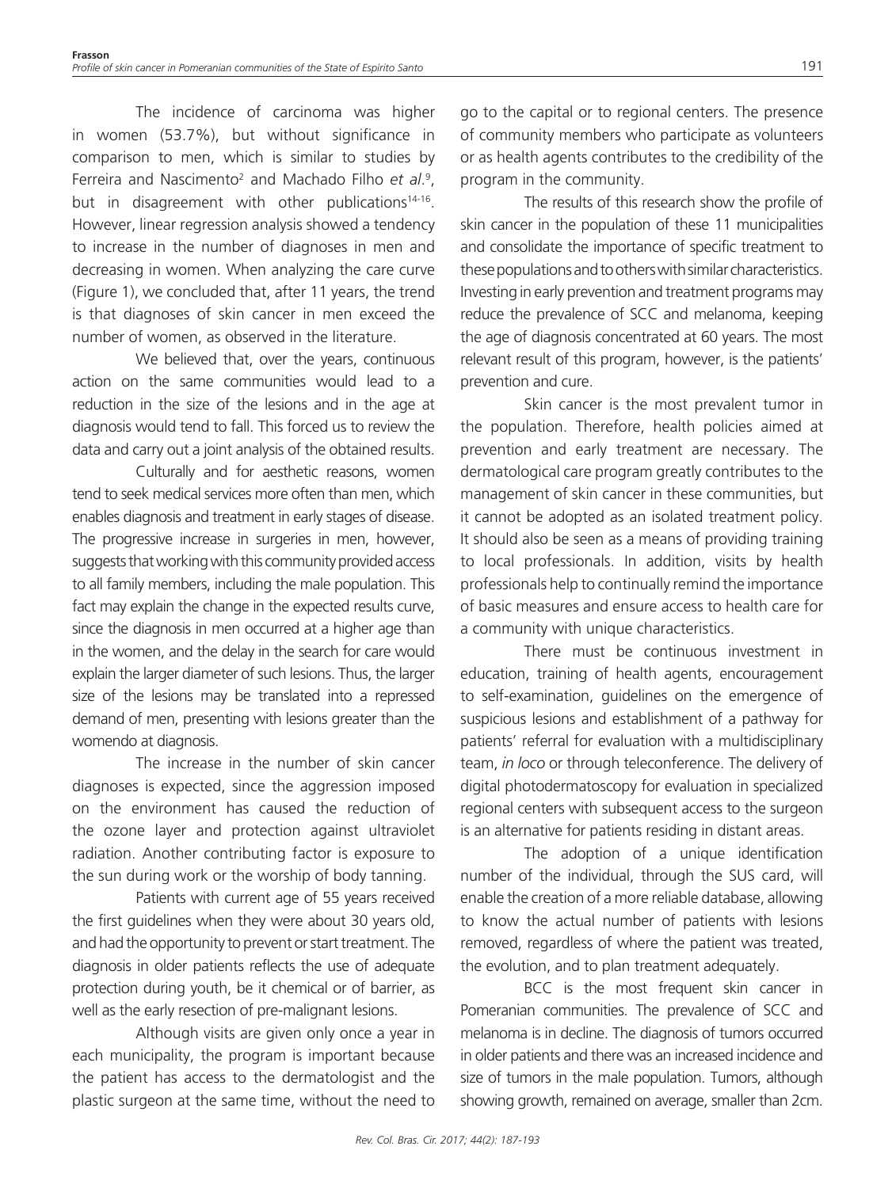The incidence of carcinoma was higher in women (53.7%), but without significance in comparison to men, which is similar to studies by Ferreira and Nascimento[2] and Machado Filho *et al*.[9], but in disagreement with other publications[14-16]. However, linear regression analysis showed a tendency to increase in the number of diagnoses in men and decreasing in women. When analyzing the care curve (Figure 1), we concluded that, after 11 years, the trend is that diagnoses of skin cancer in men exceed the number of women, as observed in the literature.

We believed that, over the years, continuous action on the same communities would lead to a reduction in the size of the lesions and in the age at diagnosis would tend to fall. This forced us to review the data and carry out a joint analysis of the obtained results.

Culturally and for aesthetic reasons, women tend to seek medical services more often than men, which enables diagnosis and treatment in early stages of disease. The progressive increase in surgeries in men, however, suggests that working with this community provided access to all family members, including the male population. This fact may explain the change in the expected results curve, since the diagnosis in men occurred at a higher age than in the women, and the delay in the search for care would explain the larger diameter of such lesions. Thus, the larger size of the lesions may be translated into a repressed demand of men, presenting with lesions greater than the womendo at diagnosis.

The increase in the number of skin cancer diagnoses is expected, since the aggression imposed on the environment has caused the reduction of the ozone layer and protection against ultraviolet radiation. Another contributing factor is exposure to the sun during work or the worship of body tanning.

Patients with current age of 55 years received the first guidelines when they were about 30 years old, and had the opportunity to prevent or start treatment. The diagnosis in older patients reflects the use of adequate protection during youth, be it chemical or of barrier, as well as the early resection of pre-malignant lesions.

Although visits are given only once a year in each municipality, the program is important because the patient has access to the dermatologist and the plastic surgeon at the same time, without the need to go to the capital or to regional centers. The presence of community members who participate as volunteers or as health agents contributes to the credibility of the program in the community.

The results of this research show the profile of skin cancer in the population of these 11 municipalities and consolidate the importance of specific treatment to these populations and to others with similar characteristics. Investing in early prevention and treatment programs may reduce the prevalence of SCC and melanoma, keeping the age of diagnosis concentrated at 60 years. The most relevant result of this program, however, is the patients' prevention and cure.

Skin cancer is the most prevalent tumor in the population. Therefore, health policies aimed at prevention and early treatment are necessary. The dermatological care program greatly contributes to the management of skin cancer in these communities, but it cannot be adopted as an isolated treatment policy. It should also be seen as a means of providing training to local professionals. In addition, visits by health professionals help to continually remind the importance of basic measures and ensure access to health care for a community with unique characteristics.

There must be continuous investment in education, training of health agents, encouragement to self-examination, guidelines on the emergence of suspicious lesions and establishment of a pathway for patients' referral for evaluation with a multidisciplinary team, *in loco* or through teleconference. The delivery of digital photodermatoscopy for evaluation in specialized regional centers with subsequent access to the surgeon is an alternative for patients residing in distant areas.

The adoption of a unique identification number of the individual, through the SUS card, will enable the creation of a more reliable database, allowing to know the actual number of patients with lesions removed, regardless of where the patient was treated, the evolution, and to plan treatment adequately.

BCC is the most frequent skin cancer in Pomeranian communities. The prevalence of SCC and melanoma is in decline. The diagnosis of tumors occurred in older patients and there was an increased incidence and size of tumors in the male population. Tumors, although showing growth, remained on average, smaller than 2cm.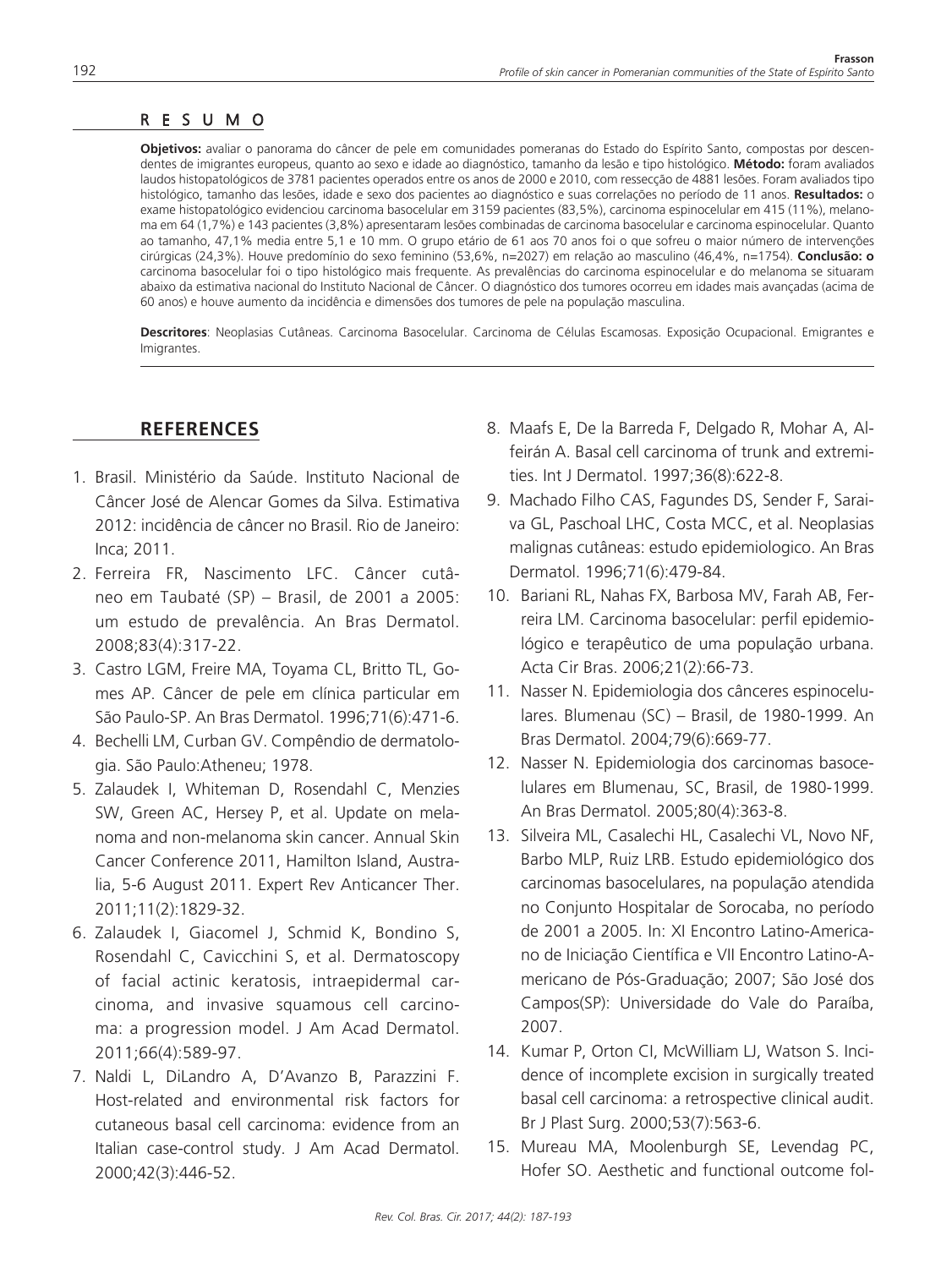## RESUMO

**Objetivos:** avaliar o panorama do câncer de pele em comunidades pomeranas do Estado do Espírito Santo, compostas por descendentes de imigrantes europeus, quanto ao sexo e idade ao diagnóstico, tamanho da lesão e tipo histológico. **Método:** foram avaliados laudos histopatológicos de 3781 pacientes operados entre os anos de 2000 e 2010, com ressecção de 4881 lesões. Foram avaliados tipo histológico, tamanho das lesões, idade e sexo dos pacientes ao diagnóstico e suas correlações no período de 11 anos. **Resultados:** o exame histopatológico evidenciou carcinoma basocelular em 3159 pacientes (83,5%), carcinoma espinocelular em 415 (11%), melanoma em 64 (1,7%) e 143 pacientes (3,8%) apresentaram lesões combinadas de carcinoma basocelular e carcinoma espinocelular. Quanto ao tamanho, 47,1% media entre 5,1 e 10 mm. O grupo etário de 61 aos 70 anos foi o que sofreu o maior número de intervenções cirúrgicas (24,3%). Houve predomínio do sexo feminino (53,6%, n=2027) em relação ao masculino (46,4%, n=1754). **Conclusão: o** carcinoma basocelular foi o tipo histológico mais frequente. As prevalências do carcinoma espinocelular e do melanoma se situaram abaixo da estimativa nacional do Instituto Nacional de Câncer. O diagnóstico dos tumores ocorreu em idades mais avançadas (acima de 60 anos) e houve aumento da incidência e dimensões dos tumores de pele na população masculina.

**Descritores**: Neoplasias Cutâneas. Carcinoma Basocelular. Carcinoma de Células Escamosas. Exposição Ocupacional. Emigrantes e Imigrantes.

## REFERENCES

1. Brasil. Ministério da Saúde. Instituto Nacional de Câncer José de Alencar Gomes da Silva. Estimativa 2012: incidência de câncer no Brasil. Rio de Janeiro: Inca; 2011.
2. Ferreira FR, Nascimento LFC. Câncer cutâneo em Taubaté (SP) – Brasil, de 2001 a 2005: um estudo de prevalência. An Bras Dermatol. 2008;83(4):317-22.
3. Castro LGM, Freire MA, Toyama CL, Britto TL, Gomes AP. Câncer de pele em clínica particular em São Paulo-SP. An Bras Dermatol. 1996;71(6):471-6.
4. Bechelli LM, Curban GV. Compêndio de dermatologia. São Paulo:Atheneu; 1978.
5. Zalaudek I, Whiteman D, Rosendahl C, Menzies SW, Green AC, Hersey P, et al. Update on melanoma and non-melanoma skin cancer. Annual Skin Cancer Conference 2011, Hamilton Island, Australia, 5-6 August 2011. Expert Rev Anticancer Ther. 2011;11(2):1829-32.
6. Zalaudek I, Giacomel J, Schmid K, Bondino S, Rosendahl C, Cavicchini S, et al. Dermatoscopy of facial actinic keratosis, intraepidermal carcinoma, and invasive squamous cell carcinoma: a progression model. J Am Acad Dermatol. 2011;66(4):589-97.
7. Naldi L, DiLandro A, D'Avanzo B, Parazzini F. Host-related and environmental risk factors for cutaneous basal cell carcinoma: evidence from an Italian case-control study. J Am Acad Dermatol. 2000;42(3):446-52.
8. Maafs E, De la Barreda F, Delgado R, Mohar A, Alfeirán A. Basal cell carcinoma of trunk and extremities. Int J Dermatol. 1997;36(8):622-8.
9. Machado Filho CAS, Fagundes DS, Sender F, Saraiva GL, Paschoal LHC, Costa MCC, et al. Neoplasias malignas cutâneas: estudo epidemiologico. An Bras Dermatol. 1996;71(6):479-84.
10. Bariani RL, Nahas FX, Barbosa MV, Farah AB, Ferreira LM. Carcinoma basocelular: perfil epidemiológico e terapêutico de uma população urbana. Acta Cir Bras. 2006;21(2):66-73.
11. Nasser N. Epidemiologia dos cânceres espinocelulares. Blumenau (SC) – Brasil, de 1980-1999. An Bras Dermatol. 2004;79(6):669-77.
12. Nasser N. Epidemiologia dos carcinomas basocelulares em Blumenau, SC, Brasil, de 1980-1999. An Bras Dermatol. 2005;80(4):363-8.
13. Silveira ML, Casalechi HL, Casalechi VL, Novo NF, Barbo MLP, Ruiz LRB. Estudo epidemiológico dos carcinomas basocelulares, na população atendida no Conjunto Hospitalar de Sorocaba, no período de 2001 a 2005. In: XI Encontro Latino-Americano de Iniciação Científica e VII Encontro Latino-Americano de Pós-Graduação; 2007; São José dos Campos(SP): Universidade do Vale do Paraíba, 2007.
14. Kumar P, Orton CI, McWilliam LJ, Watson S. Incidence of incomplete excision in surgically treated basal cell carcinoma: a retrospective clinical audit. Br J Plast Surg. 2000;53(7):563-6.
15. Mureau MA, Moolenburgh SE, Levendag PC, Hofer SO. Aesthetic and functional outcome fol-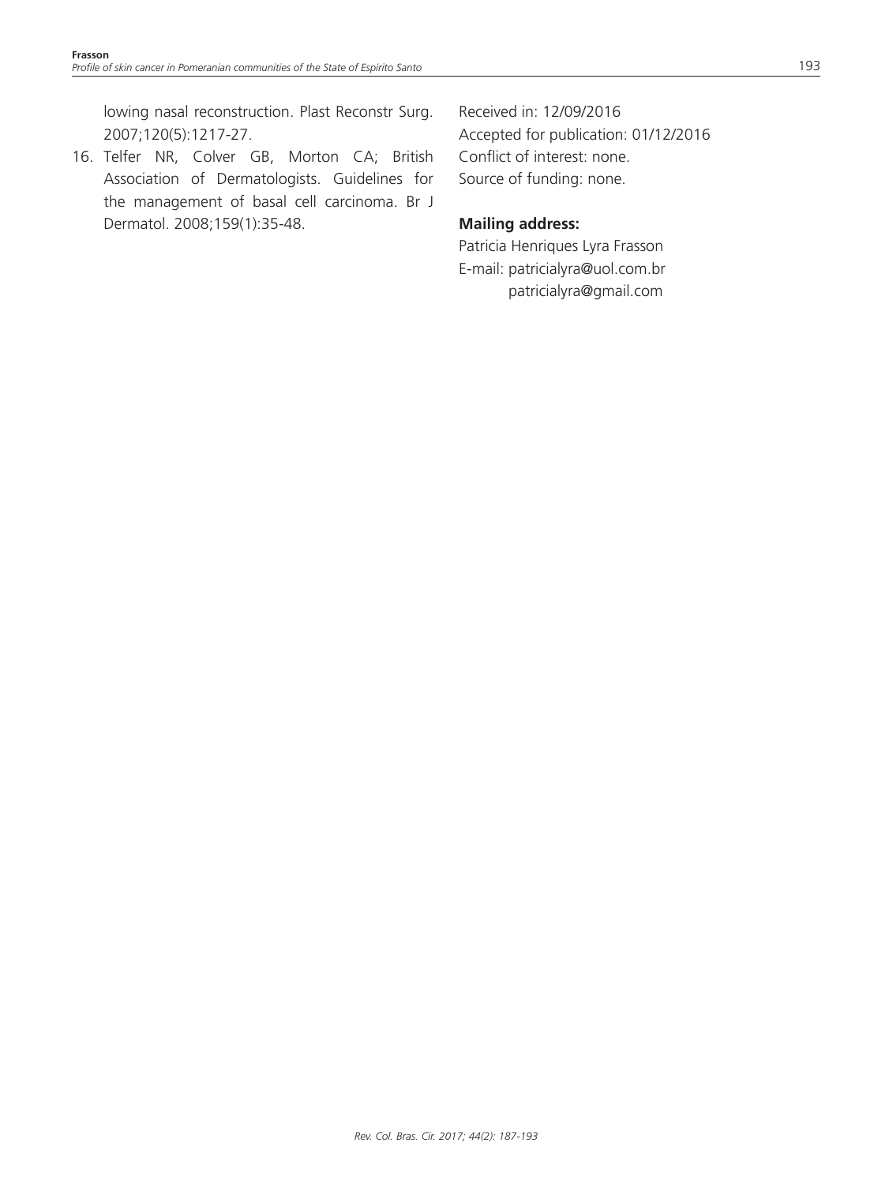lowing nasal reconstruction. Plast Reconstr Surg. 2007;120(5):1217-27.

16. Telfer NR, Colver GB, Morton CA; British Association of Dermatologists. Guidelines for the management of basal cell carcinoma. Br J Dermatol. 2008;159(1):35-48.

Received in: 12/09/2016
Accepted for publication: 01/12/2016
Conflict of interest: none.
Source of funding: none.

**Mailing address:**
Patricia Henriques Lyra Frasson
E-mail: patricialyra@uol.com.br
patricialyra@gmail.com